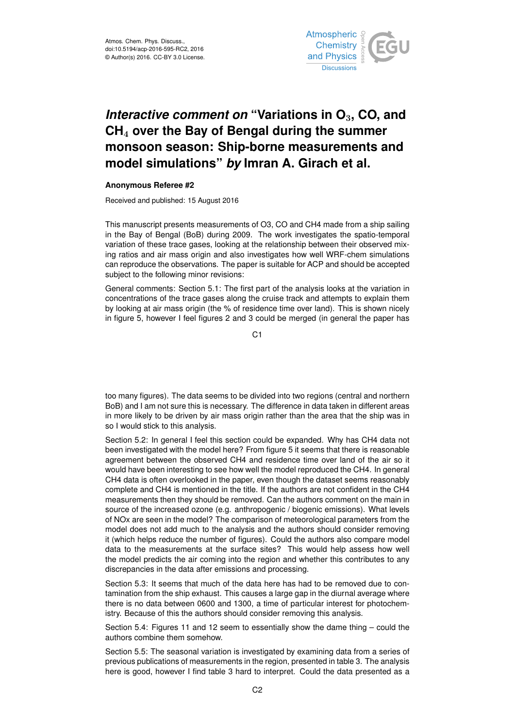Atmos. Chem. Phys. Discuss.,
doi:10.5194/acp-2016-595-RC2, 2016
© Author(s) 2016. CC-BY 3.0 License.

# *Interactive comment on* "Variations in $O_3$, CO, and $CH_4$ over the Bay of Bengal during the summer monsoon season: Ship-borne measurements and model simulations" *by* Imran A. Girach et al.

**Anonymous Referee #2**

Received and published: 15 August 2016

This manuscript presents measurements of O3, CO and CH4 made from a ship sailing in the Bay of Bengal (BoB) during 2009. The work investigates the spatio-temporal variation of these trace gases, looking at the relationship between their observed mixing ratios and air mass origin and also investigates how well WRF-chem simulations can reproduce the observations. The paper is suitable for ACP and should be accepted subject to the following minor revisions:

General comments: Section 5.1: The first part of the analysis looks at the variation in concentrations of the trace gases along the cruise track and attempts to explain them by looking at air mass origin (the % of residence time over land). This is shown nicely in figure 5, however I feel figures 2 and 3 could be merged (in general the paper has too many figures). The data seems to be divided into two regions (central and northern BoB) and I am not sure this is necessary. The difference in data taken in different areas in more likely to be driven by air mass origin rather than the area that the ship was in so I would stick to this analysis.

Section 5.2: In general I feel this section could be expanded. Why has CH4 data not been investigated with the model here? From figure 5 it seems that there is reasonable agreement between the observed CH4 and residence time over land of the air so it would have been interesting to see how well the model reproduced the CH4. In general CH4 data is often overlooked in the paper, even though the dataset seems reasonably complete and CH4 is mentioned in the title. If the authors are not confident in the CH4 measurements then they should be removed. Can the authors comment on the main in source of the increased ozone (e.g. anthropogenic / biogenic emissions). What levels of NOx are seen in the model? The comparison of meteorological parameters from the model does not add much to the analysis and the authors should consider removing it (which helps reduce the number of figures). Could the authors also compare model data to the measurements at the surface sites? This would help assess how well the model predicts the air coming into the region and whether this contributes to any discrepancies in the data after emissions and processing.

Section 5.3: It seems that much of the data here has had to be removed due to contamination from the ship exhaust. This causes a large gap in the diurnal average where there is no data between 0600 and 1300, a time of particular interest for photochemistry. Because of this the authors should consider removing this analysis.

Section 5.4: Figures 11 and 12 seem to essentially show the dame thing – could the authors combine them somehow.

Section 5.5: The seasonal variation is investigated by examining data from a series of previous publications of measurements in the region, presented in table 3. The analysis here is good, however I find table 3 hard to interpret. Could the data presented as a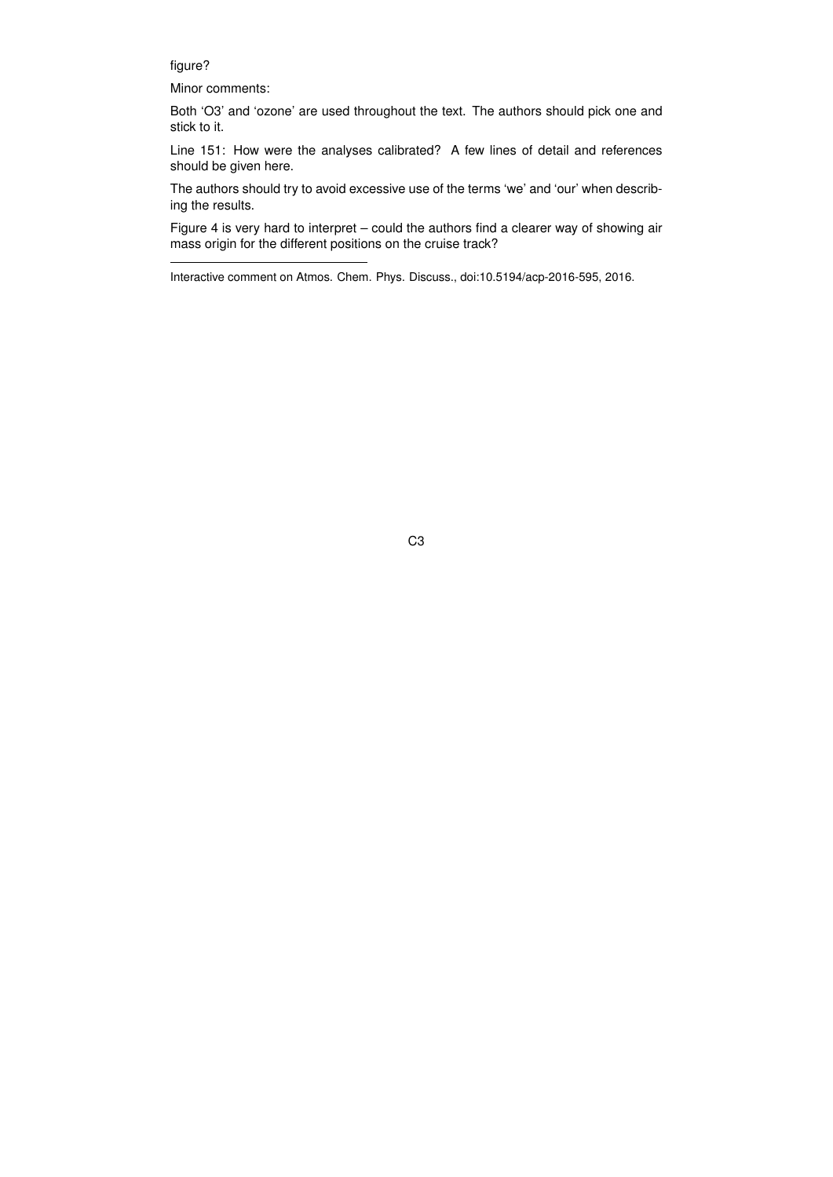figure?

Minor comments:

Both 'O3' and 'ozone' are used throughout the text. The authors should pick one and stick to it.

Line 151: How were the analyses calibrated? A few lines of detail and references should be given here.

The authors should try to avoid excessive use of the terms 'we' and 'our' when describing the results.

Figure 4 is very hard to interpret – could the authors find a clearer way of showing air mass origin for the different positions on the cruise track?

---

Interactive comment on Atmos. Chem. Phys. Discuss., doi:10.5194/acp-2016-595, 2016.